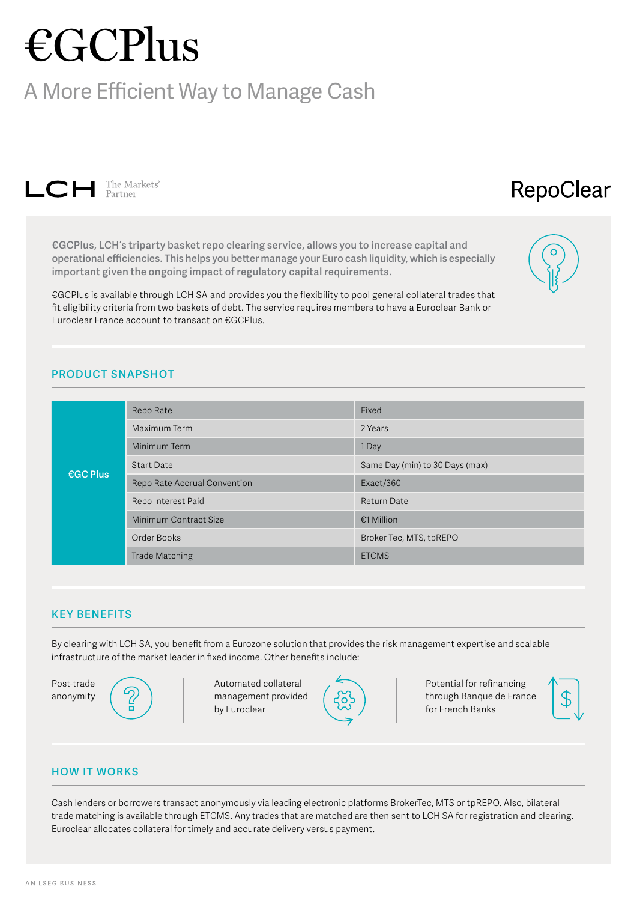# €GCPlus

## A More Efficient Way to Manage Cash

LCH The Markets' Partner

RepoClear

**€GCPlus, LCH's triparty basket repo clearing service, allows you to increase capital and operational efficiencies. This helps you better manage your Euro cash liquidity, which is especially important given the ongoing impact of regulatory capital requirements.**

€GCPlus is available through LCH SA and provides you the flexibility to pool general collateral trades that fit eligibility criteria from two baskets of debt. The service requires members to have a Euroclear Bank or Euroclear France account to transact on €GCPlus.

## PRODUCT SNAPSHOT

| | | |
|---|---|---|
| €GC Plus | Repo Rate | Fixed |
| | Maximum Term | 2 Years |
| | Minimum Term | 1 Day |
| | Start Date | Same Day (min) to 30 Days (max) |
| | Repo Rate Accrual Convention | Exact/360 |
| | Repo Interest Paid | Return Date |
| | Minimum Contract Size | €1 Million |
| | Order Books | Broker Tec, MTS, tpREPO |
| | Trade Matching | ETCMS |

## KEY BENEFITS

By clearing with LCH SA, you benefit from a Eurozone solution that provides the risk management expertise and scalable infrastructure of the market leader in fixed income. Other benefits include:

- Post-trade anonymity
- Automated collateral management provided by Euroclear
- Potential for refinancing through Banque de France for French Banks

## HOW IT WORKS

Cash lenders or borrowers transact anonymously via leading electronic platforms BrokerTec, MTS or tpREPO. Also, bilateral trade matching is available through ETCMS. Any trades that are matched are then sent to LCH SA for registration and clearing. Euroclear allocates collateral for timely and accurate delivery versus payment.

AN LSEG BUSINESS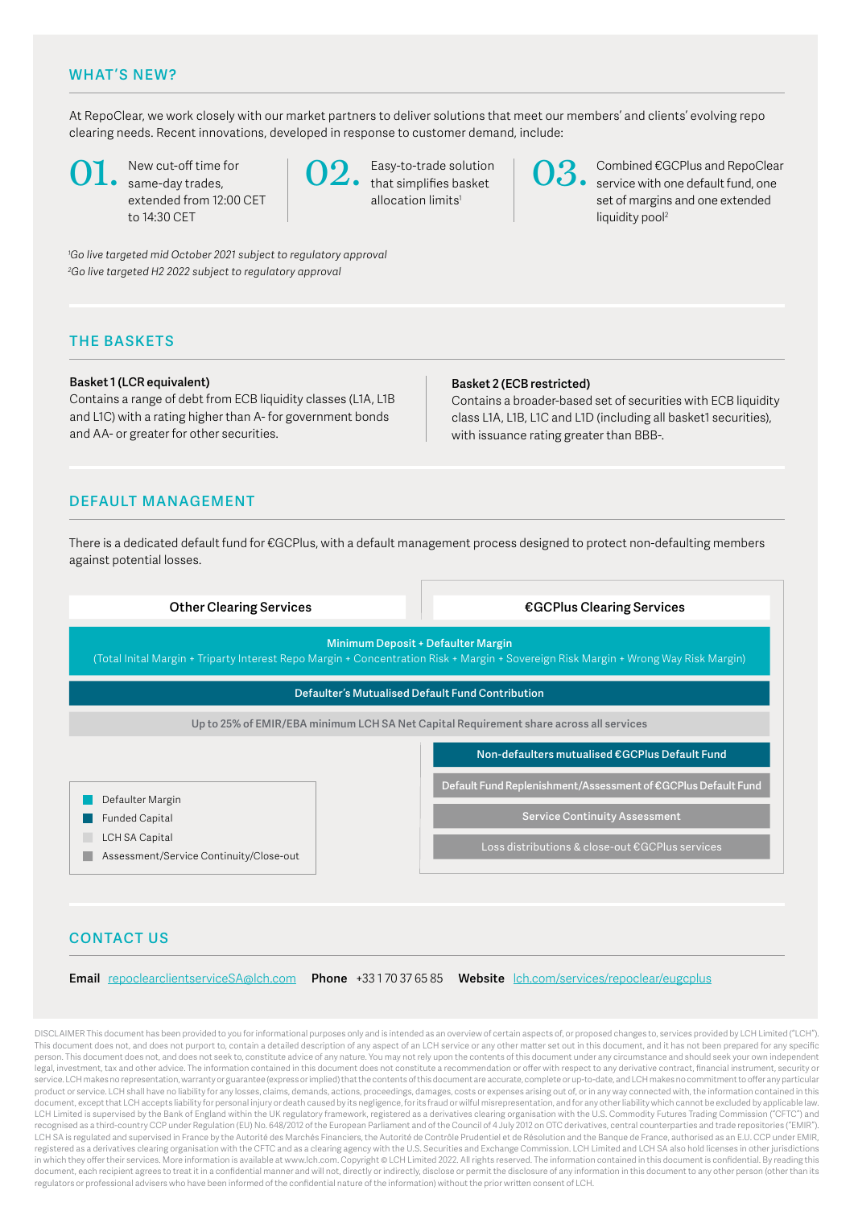## WHAT'S NEW?

At RepoClear, we work closely with our market partners to deliver solutions that meet our members' and clients' evolving repo clearing needs. Recent innovations, developed in response to customer demand, include:

**01.** New cut-off time for same-day trades, extended from 12:00 CET to 14:30 CET

**02.** Easy-to-trade solution that simplifies basket allocation limits[1]

**03.** Combined €GCPlus and RepoClear service with one default fund, one set of margins and one extended liquidity pool[2]

*[1]Go live targeted mid October 2021 subject to regulatory approval*
*[2]Go live targeted H2 2022 subject to regulatory approval*

## THE BASKETS

**Basket 1 (LCR equivalent)**
Contains a range of debt from ECB liquidity classes (L1A, L1B and L1C) with a rating higher than A- for government bonds and AA- or greater for other securities.

**Basket 2 (ECB restricted)**
Contains a broader-based set of securities with ECB liquidity class L1A, L1B, L1C and L1D (including all basket1 securities), with issuance rating greater than BBB-.

## DEFAULT MANAGEMENT

There is a dedicated default fund for €GCPlus, with a default management process designed to protect non-defaulting members against potential losses.

Other Clearing Services

€GCPlus Clearing Services

Minimum Deposit + Defaulter Margin
(Total Inital Margin + Triparty Interest Repo Margin + Concentration Risk + Margin + Sovereign Risk Margin + Wrong Way Risk Margin)

Defaulter's Mutualised Default Fund Contribution

Up to 25% of EMIR/EBA minimum LCH SA Net Capital Requirement share across all services

Non-defaulters mutualised €GCPlus Default Fund

Default Fund Replenishment/Assessment of €GCPlus Default Fund

Service Continuity Assessment

Loss distributions & close-out €GCPlus services

Defaulter Margin
Funded Capital
LCH SA Capital
Assessment/Service Continuity/Close-out

## CONTACT US

**Email** repoclearclientserviceSA@lch.com **Phone** +33 1 70 37 65 85 **Website** lch.com/services/repoclear/eugcplus

DISCLAIMER This document has been provided to you for informational purposes only and is intended as an overview of certain aspects of, or proposed changes to, services provided by LCH Limited ("LCH"). This document does not, and does not purport to, contain a detailed description of any aspect of an LCH service or any other matter set out in this document, and it has not been prepared for any specific person. This document does not, and does not seek to, constitute advice of any nature. You may not rely upon the contents of this document under any circumstance and should seek your own independent legal, investment, tax and other advice. The information contained in this document does not constitute a recommendation or offer with respect to any derivative contract, financial instrument, security or service. LCH makes no representation, warranty or guarantee (express or implied) that the contents of this document are accurate, complete or up-to-date, and LCH makes no commitment to offer any particular product or service. LCH shall have no liability for any losses, claims, demands, actions, proceedings, damages, costs or expenses arising out of, or in any way connected with, the information contained in this document, except that LCH accepts liability for personal injury or death caused by its negligence, for its fraud or wilful misrepresentation, and for any other liability which cannot be excluded by applicable law. LCH Limited is supervised by the Bank of England within the UK regulatory framework, registered as a derivatives clearing organisation with the U.S. Commodity Futures Trading Commission ("CFTC") and recognised as a third-country CCP under Regulation (EU) No. 648/2012 of the European Parliament and of the Council of 4 July 2012 on OTC derivatives, central counterparties and trade repositories ("EMIR"). LCH SA is regulated and supervised in France by the Autorité des Marchés Financiers, the Autorité de Contrôle Prudentiel et de Résolution and the Banque de France, authorised as an E.U. CCP under EMIR, registered as a derivatives clearing organisation with the CFTC and as a clearing agency with the U.S. Securities and Exchange Commission. LCH Limited and LCH SA also hold licenses in other jurisdictions in which they offer their services. More information is available at www.lch.com. Copyright © LCH Limited 2022. All rights reserved. The information contained in this document is confidential. By reading this document, each recipient agrees to treat it in a confidential manner and will not, directly or indirectly, disclose or permit the disclosure of any information in this document to any other person (other than its regulators or professional advisers who have been informed of the confidential nature of the information) without the prior written consent of LCH.